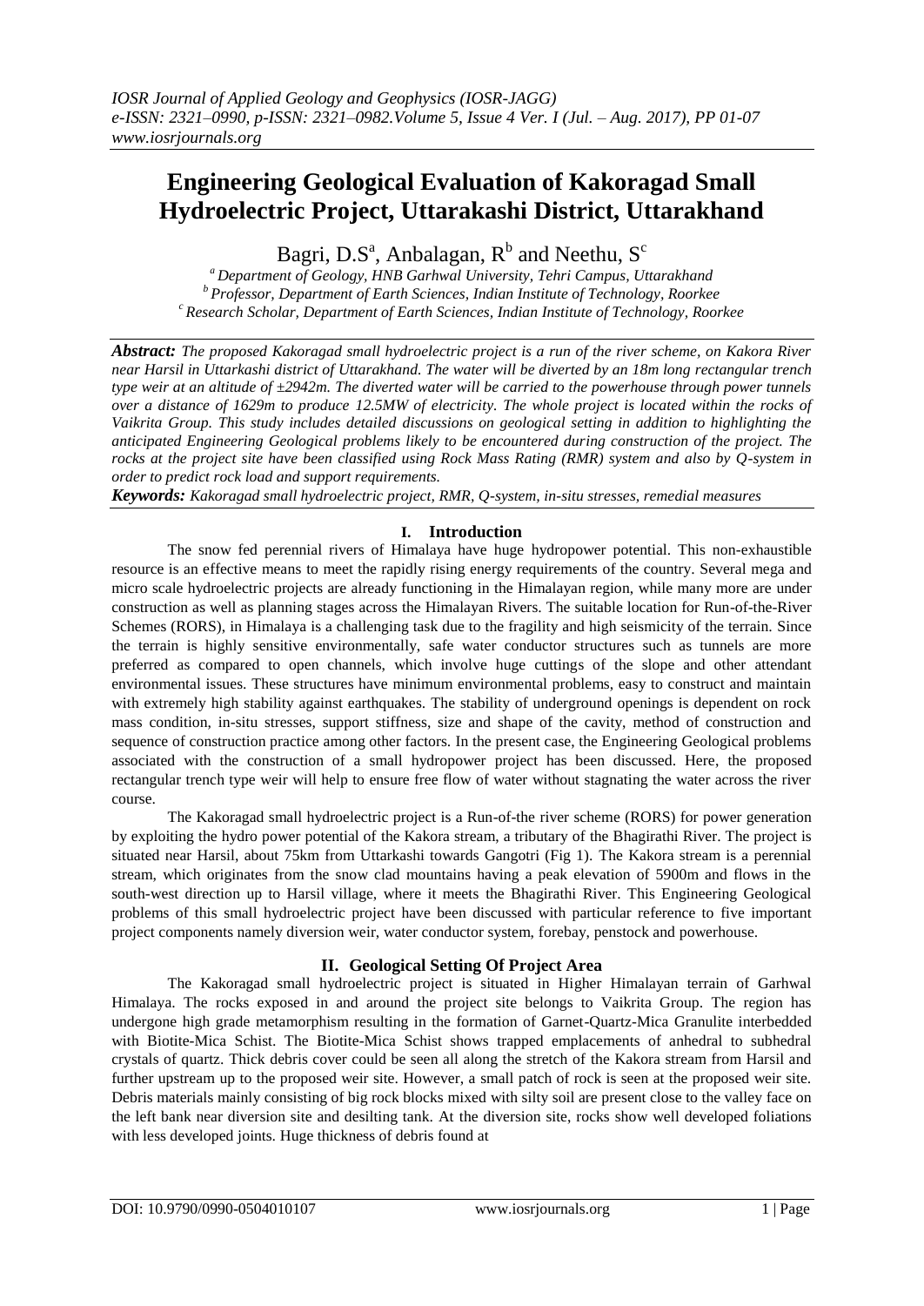# Engineering Geological Evaluation of Kakoragad Small Hydroelectric Project, Uttarakashi District, Uttarakhand

Bagri, D.S[a], Anbalagan, R[b] and Neethu, S[c]

[a] Department of Geology, HNB Garhwal University, Tehri Campus, Uttarakhand
[b] Professor, Department of Earth Sciences, Indian Institute of Technology, Roorkee
[c] Research Scholar, Department of Earth Sciences, Indian Institute of Technology, Roorkee

***Abstract:*** *The proposed Kakoragad small hydroelectric project is a run of the river scheme, on Kakora River near Harsil in Uttarkashi district of Uttarakhand. The water will be diverted by an 18m long rectangular trench type weir at an altitude of ±2942m. The diverted water will be carried to the powerhouse through power tunnels over a distance of 1629m to produce 12.5MW of electricity. The whole project is located within the rocks of Vaikrita Group. This study includes detailed discussions on geological setting in addition to highlighting the anticipated Engineering Geological problems likely to be encountered during construction of the project. The rocks at the project site have been classified using Rock Mass Rating (RMR) system and also by Q-system in order to predict rock load and support requirements.*

***Keywords:*** *Kakoragad small hydroelectric project, RMR, Q-system, in-situ stresses, remedial measures*

## I. Introduction

The snow fed perennial rivers of Himalaya have huge hydropower potential. This non-exhaustible resource is an effective means to meet the rapidly rising energy requirements of the country. Several mega and micro scale hydroelectric projects are already functioning in the Himalayan region, while many more are under construction as well as planning stages across the Himalayan Rivers. The suitable location for Run-of-the-River Schemes (RORS), in Himalaya is a challenging task due to the fragility and high seismicity of the terrain. Since the terrain is highly sensitive environmentally, safe water conductor structures such as tunnels are more preferred as compared to open channels, which involve huge cuttings of the slope and other attendant environmental issues. These structures have minimum environmental problems, easy to construct and maintain with extremely high stability against earthquakes. The stability of underground openings is dependent on rock mass condition, in-situ stresses, support stiffness, size and shape of the cavity, method of construction and sequence of construction practice among other factors. In the present case, the Engineering Geological problems associated with the construction of a small hydropower project has been discussed. Here, the proposed rectangular trench type weir will help to ensure free flow of water without stagnating the water across the river course.

The Kakoragad small hydroelectric project is a Run-of-the river scheme (RORS) for power generation by exploiting the hydro power potential of the Kakora stream, a tributary of the Bhagirathi River. The project is situated near Harsil, about 75km from Uttarkashi towards Gangotri (Fig 1). The Kakora stream is a perennial stream, which originates from the snow clad mountains having a peak elevation of 5900m and flows in the south-west direction up to Harsil village, where it meets the Bhagirathi River. This Engineering Geological problems of this small hydroelectric project have been discussed with particular reference to five important project components namely diversion weir, water conductor system, forebay, penstock and powerhouse.

## II. Geological Setting Of Project Area

The Kakoragad small hydroelectric project is situated in Higher Himalayan terrain of Garhwal Himalaya. The rocks exposed in and around the project site belongs to Vaikrita Group. The region has undergone high grade metamorphism resulting in the formation of Garnet-Quartz-Mica Granulite interbedded with Biotite-Mica Schist. The Biotite-Mica Schist shows trapped emplacements of anhedral to subhedral crystals of quartz. Thick debris cover could be seen all along the stretch of the Kakora stream from Harsil and further upstream up to the proposed weir site. However, a small patch of rock is seen at the proposed weir site. Debris materials mainly consisting of big rock blocks mixed with silty soil are present close to the valley face on the left bank near diversion site and desilting tank. At the diversion site, rocks show well developed foliations with less developed joints. Huge thickness of debris found at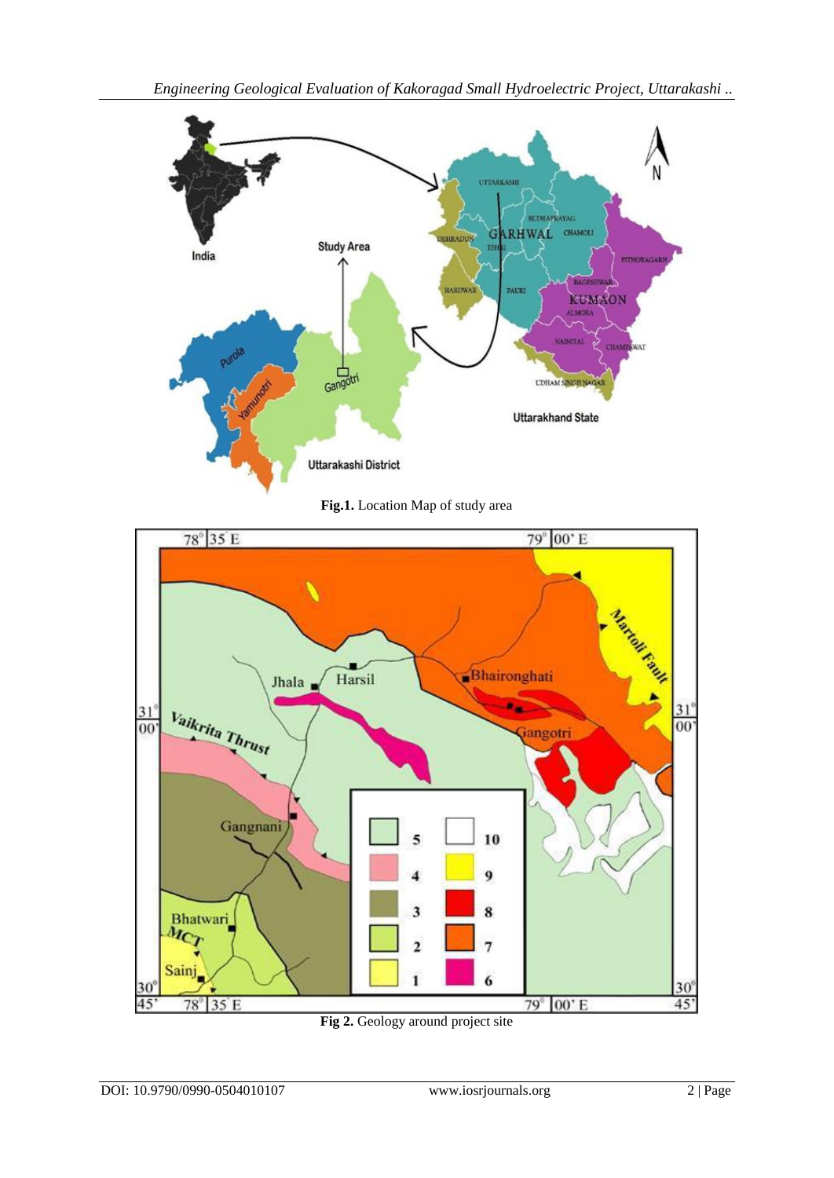Fig.1. Location Map of study area

Fig 2. Geology around project site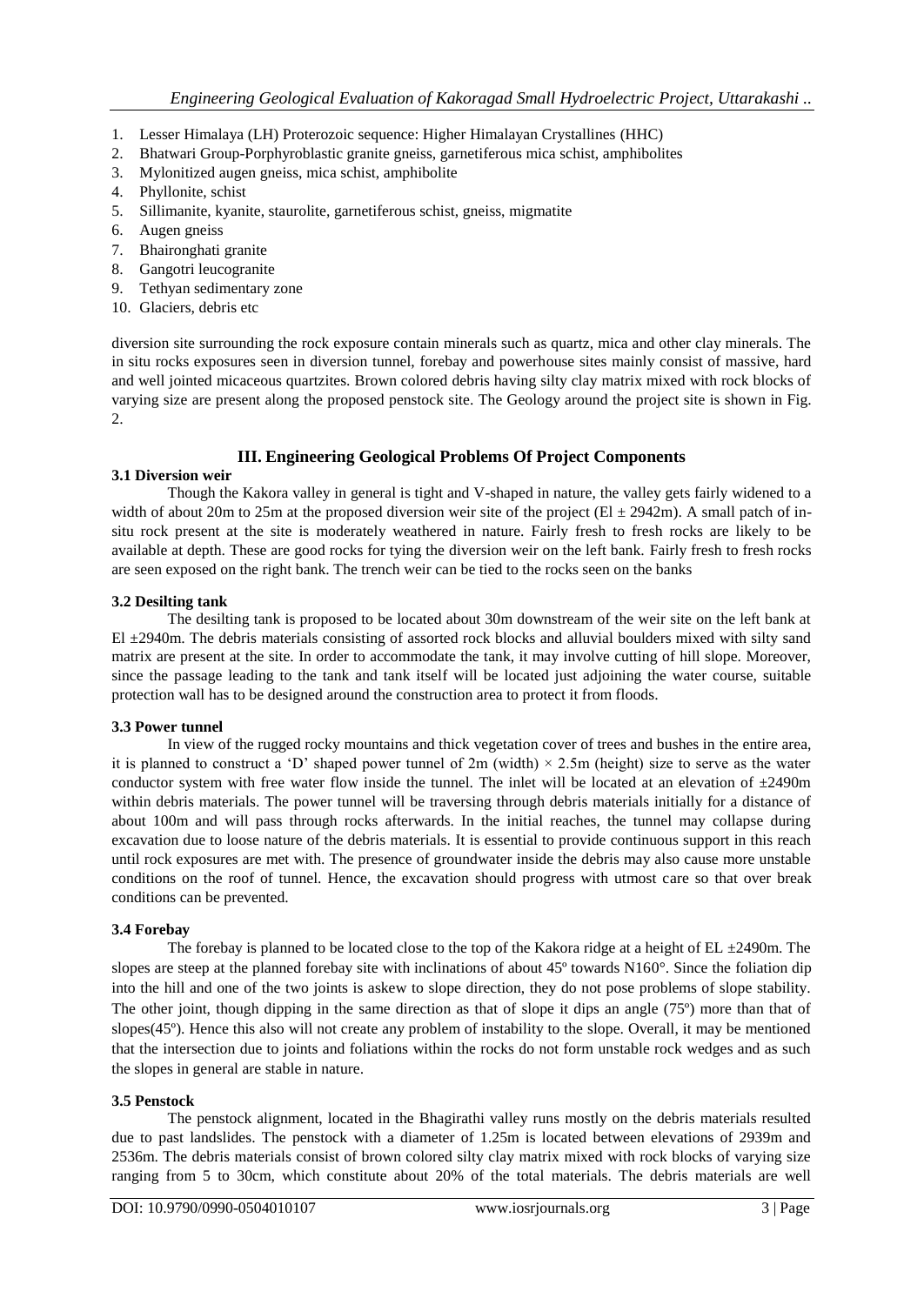1. Lesser Himalaya (LH) Proterozoic sequence: Higher Himalayan Crystallines (HHC)
2. Bhatwari Group-Porphyroblastic granite gneiss, garnetiferous mica schist, amphibolites
3. Mylonitized augen gneiss, mica schist, amphibolite
4. Phyllonite, schist
5. Sillimanite, kyanite, staurolite, garnetiferous schist, gneiss, migmatite
6. Augen gneiss
7. Bhaironghati granite
8. Gangotri leucogranite
9. Tethyan sedimentary zone
10. Glaciers, debris etc

diversion site surrounding the rock exposure contain minerals such as quartz, mica and other clay minerals. The in situ rocks exposures seen in diversion tunnel, forebay and powerhouse sites mainly consist of massive, hard and well jointed micaceous quartzites. Brown colored debris having silty clay matrix mixed with rock blocks of varying size are present along the proposed penstock site. The Geology around the project site is shown in Fig. 2.

## III. Engineering Geological Problems Of Project Components

### 3.1 Diversion weir

Though the Kakora valley in general is tight and V-shaped in nature, the valley gets fairly widened to a width of about 20m to 25m at the proposed diversion weir site of the project (El ± 2942m). A small patch of in-situ rock present at the site is moderately weathered in nature. Fairly fresh to fresh rocks are likely to be available at depth. These are good rocks for tying the diversion weir on the left bank. Fairly fresh to fresh rocks are seen exposed on the right bank. The trench weir can be tied to the rocks seen on the banks

### 3.2 Desilting tank

The desilting tank is proposed to be located about 30m downstream of the weir site on the left bank at El ±2940m. The debris materials consisting of assorted rock blocks and alluvial boulders mixed with silty sand matrix are present at the site. In order to accommodate the tank, it may involve cutting of hill slope. Moreover, since the passage leading to the tank and tank itself will be located just adjoining the water course, suitable protection wall has to be designed around the construction area to protect it from floods.

### 3.3 Power tunnel

In view of the rugged rocky mountains and thick vegetation cover of trees and bushes in the entire area, it is planned to construct a 'D' shaped power tunnel of 2m (width) × 2.5m (height) size to serve as the water conductor system with free water flow inside the tunnel. The inlet will be located at an elevation of ±2490m within debris materials. The power tunnel will be traversing through debris materials initially for a distance of about 100m and will pass through rocks afterwards. In the initial reaches, the tunnel may collapse during excavation due to loose nature of the debris materials. It is essential to provide continuous support in this reach until rock exposures are met with. The presence of groundwater inside the debris may also cause more unstable conditions on the roof of tunnel. Hence, the excavation should progress with utmost care so that over break conditions can be prevented.

### 3.4 Forebay

The forebay is planned to be located close to the top of the Kakora ridge at a height of EL ±2490m. The slopes are steep at the planned forebay site with inclinations of about 45º towards N160°. Since the foliation dip into the hill and one of the two joints is askew to slope direction, they do not pose problems of slope stability. The other joint, though dipping in the same direction as that of slope it dips an angle (75º) more than that of slopes(45º). Hence this also will not create any problem of instability to the slope. Overall, it may be mentioned that the intersection due to joints and foliations within the rocks do not form unstable rock wedges and as such the slopes in general are stable in nature.

### 3.5 Penstock

The penstock alignment, located in the Bhagirathi valley runs mostly on the debris materials resulted due to past landslides. The penstock with a diameter of 1.25m is located between elevations of 2939m and 2536m. The debris materials consist of brown colored silty clay matrix mixed with rock blocks of varying size ranging from 5 to 30cm, which constitute about 20% of the total materials. The debris materials are well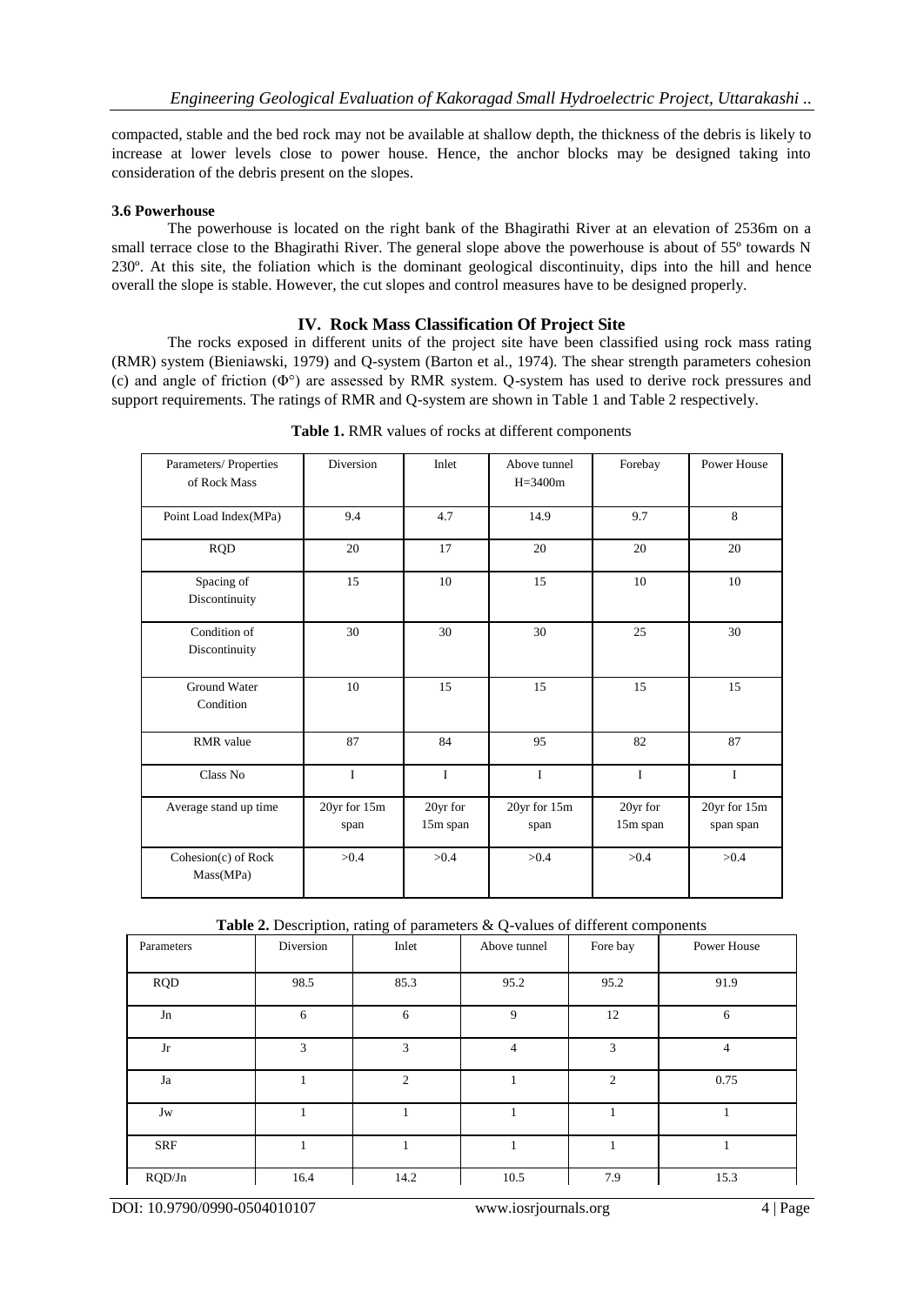compacted, stable and the bed rock may not be available at shallow depth, the thickness of the debris is likely to increase at lower levels close to power house. Hence, the anchor blocks may be designed taking into consideration of the debris present on the slopes.

### 3.6 Powerhouse

The powerhouse is located on the right bank of the Bhagirathi River at an elevation of 2536m on a small terrace close to the Bhagirathi River. The general slope above the powerhouse is about of 55º towards N 230º. At this site, the foliation which is the dominant geological discontinuity, dips into the hill and hence overall the slope is stable. However, the cut slopes and control measures have to be designed properly.

## IV. Rock Mass Classification Of Project Site

The rocks exposed in different units of the project site have been classified using rock mass rating (RMR) system (Bieniawski, 1979) and Q-system (Barton et al., 1974). The shear strength parameters cohesion (c) and angle of friction (Φ°) are assessed by RMR system. Q-system has used to derive rock pressures and support requirements. The ratings of RMR and Q-system are shown in Table 1 and Table 2 respectively.

**Table 1.** RMR values of rocks at different components

| Parameters/ Properties of Rock Mass | Diversion | Inlet | Above tunnel H=3400m | Forebay | Power House |
|---|---|---|---|---|---|
| Point Load Index(MPa) | 9.4 | 4.7 | 14.9 | 9.7 | 8 |
| RQD | 20 | 17 | 20 | 20 | 20 |
| Spacing of Discontinuity | 15 | 10 | 15 | 10 | 10 |
| Condition of Discontinuity | 30 | 30 | 30 | 25 | 30 |
| Ground Water Condition | 10 | 15 | 15 | 15 | 15 |
| RMR value | 87 | 84 | 95 | 82 | 87 |
| Class No | I | I | I | I | I |
| Average stand up time | 20yr for 15m span | 20yr for 15m span | 20yr for 15m span | 20yr for 15m span | 20yr for 15m span span |
| Cohesion(c) of Rock Mass(MPa) | >0.4 | >0.4 | >0.4 | >0.4 | >0.4 |

**Table 2.** Description, rating of parameters & Q-values of different components

| Parameters | Diversion | Inlet | Above tunnel | Fore bay | Power House |
|---|---|---|---|---|---|
| RQD | 98.5 | 85.3 | 95.2 | 95.2 | 91.9 |
| Jn | 6 | 6 | 9 | 12 | 6 |
| Jr | 3 | 3 | 4 | 3 | 4 |
| Ja | 1 | 2 | 1 | 2 | 0.75 |
| Jw | 1 | 1 | 1 | 1 | 1 |
| SRF | 1 | 1 | 1 | 1 | 1 |
| RQD/Jn | 16.4 | 14.2 | 10.5 | 7.9 | 15.3 |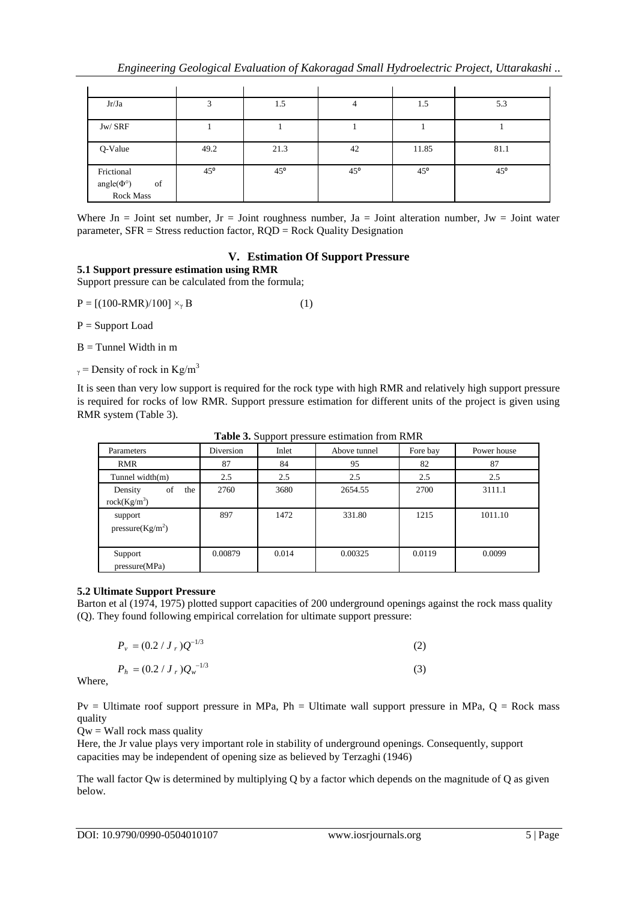| | | | | | |
|---|---|---|---|---|---|
| Jr/Ja | 3 | 1.5 | 4 | 1.5 | 5.3 |
| Jw/ SRF | 1 | 1 | 1 | 1 | 1 |
| Q-Value | 49.2 | 21.3 | 42 | 11.85 | 81.1 |
| Frictional angle(Φ°) of Rock Mass | 45° | 45° | 45° | 45° | 45° |

Where Jn = Joint set number, Jr = Joint roughness number, Ja = Joint alteration number, Jw = Joint water parameter, SFR = Stress reduction factor, RQD = Rock Quality Designation

## V. Estimation Of Support Pressure

### 5.1 Support pressure estimation using RMR

Support pressure can be calculated from the formula;

$$P = [(100\text{-RMR})/100] \times_{\gamma} B \quad (1)$$

P = Support Load

B = Tunnel Width in m

$_{\gamma}$ = Density of rock in Kg/m$^3$

It is seen than very low support is required for the rock type with high RMR and relatively high support pressure is required for rocks of low RMR. Support pressure estimation for different units of the project is given using RMR system (Table 3).

**Table 3.** Support pressure estimation from RMR

| Parameters | Diversion | Inlet | Above tunnel | Fore bay | Power house |
|---|---|---|---|---|---|
| RMR | 87 | 84 | 95 | 82 | 87 |
| Tunnel width(m) | 2.5 | 2.5 | 2.5 | 2.5 | 2.5 |
| Density of the rock(Kg/m$^3$) | 2760 | 3680 | 2654.55 | 2700 | 3111.1 |
| support pressure(Kg/m$^2$) | 897 | 1472 | 331.80 | 1215 | 1011.10 |
| Support pressure(MPa) | 0.00879 | 0.014 | 0.00325 | 0.0119 | 0.0099 |

### 5.2 Ultimate Support Pressure

Barton et al (1974, 1975) plotted support capacities of 200 underground openings against the rock mass quality (Q). They found following empirical correlation for ultimate support pressure:

$$P_v = (0.2 / J_r) Q^{-1/3} \quad (2)$$

$$P_h = (0.2 / J_r) Q_w^{-1/3} \quad (3)$$

Where,

Pv = Ultimate roof support pressure in MPa, Ph = Ultimate wall support pressure in MPa, Q = Rock mass quality

Qw = Wall rock mass quality

Here, the Jr value plays very important role in stability of underground openings. Consequently, support capacities may be independent of opening size as believed by Terzaghi (1946)

The wall factor Qw is determined by multiplying Q by a factor which depends on the magnitude of Q as given below.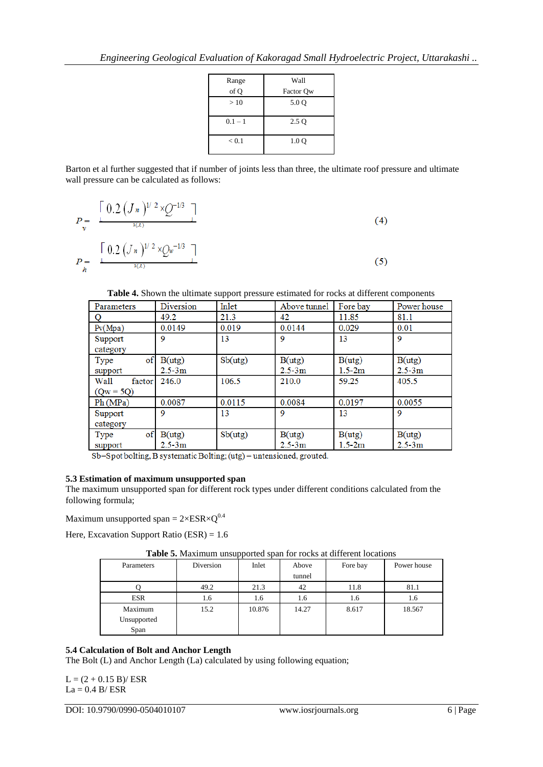| Range of Q | Wall Factor Qw |
|---|---|
| > 10 | 5.0 Q |
| 0.1 – 1 | 2.5 Q |
| < 0.1 | 1.0 Q |

Barton et al further suggested that if number of joints less than three, the ultimate roof pressure and ultimate wall pressure can be calculated as follows:

$$P_v = \frac{0.2 (J_n)^{1/2} \times Q^{-1/3}}{3(J_r)} \tag{4}$$

$$P_h = \frac{0.2 (J_n)^{1/2} \times Q_w^{-1/3}}{3(J_r)} \tag{5}$$

**Table 4.** Shown the ultimate support pressure estimated for rocks at different components

| Parameters | Diversion | Inlet | Above tunnel | Fore bay | Power house |
|---|---|---|---|---|---|
| Q | 49.2 | 21.3 | 42 | 11.85 | 81.1 |
| Pv(Mpa) | 0.0149 | 0.019 | 0.0144 | 0.029 | 0.01 |
| Support category | 9 | 13 | 9 | 13 | 9 |
| Type of support | B(utg) 2.5-3m | Sb(utg) | B(utg) 2.5-3m | B(utg) 1.5-2m | B(utg) 2.5-3m |
| Wall factor (Qw = 5Q) | 246.0 | 106.5 | 210.0 | 59.25 | 405.5 |
| Ph (MPa) | 0.0087 | 0.0115 | 0.0084 | 0.0197 | 0.0055 |
| Support category | 9 | 13 | 9 | 13 | 9 |
| Type of support | B(utg) 2.5-3m | Sb(utg) | B(utg) 2.5-3m | B(utg) 1.5-2m | B(utg) 2.5-3m |

Sb=Spot bolting, B systematic Bolting; (utg) = untensioned, grouted.

### 5.3 Estimation of maximum unsupported span

The maximum unsupported span for different rock types under different conditions calculated from the following formula;

Maximum unsupported span = $2 \times ESR \times Q^{0.4}$

Here, Excavation Support Ratio (ESR) = 1.6

**Table 5.** Maximum unsupported span for rocks at different locations

| Parameters | Diversion | Inlet | Above tunnel | Fore bay | Power house |
|---|---|---|---|---|---|
| Q | 49.2 | 21.3 | 42 | 11.8 | 81.1 |
| ESR | 1.6 | 1.6 | 1.6 | 1.6 | 1.6 |
| Maximum Unsupported Span | 15.2 | 10.876 | 14.27 | 8.617 | 18.567 |

### 5.4 Calculation of Bolt and Anchor Length

The Bolt (L) and Anchor Length (La) calculated by using following equation;

$L = (2 + 0.15\, B)/ ESR$
$La = 0.4\, B/ ESR$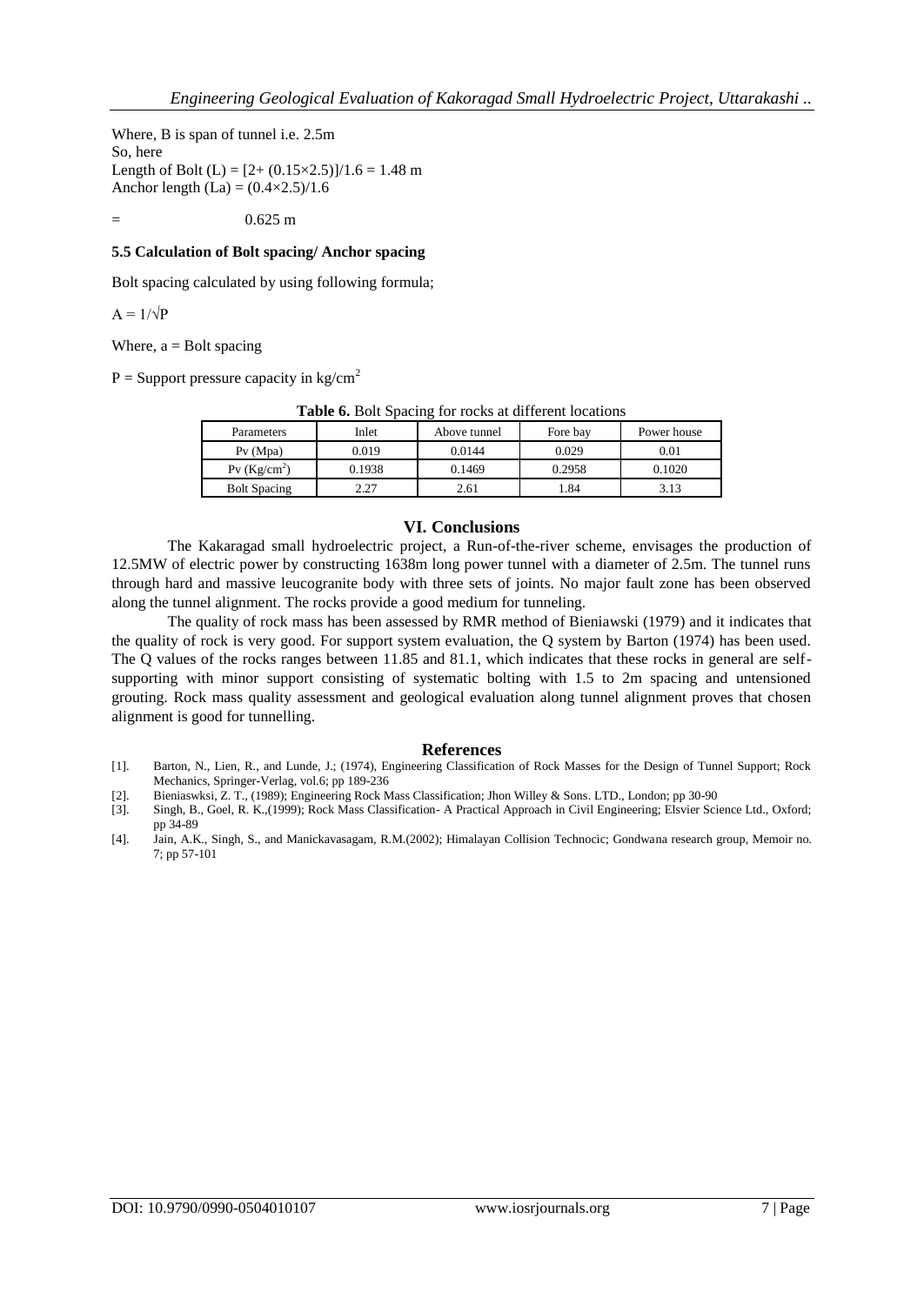Where, B is span of tunnel i.e. 2.5m
So, here
Length of Bolt (L) = $[2+ (0.15\times2.5)]/1.6 = 1.48$ m
Anchor length (La) = $(0.4\times2.5)/1.6$

= 0.625 m

### 5.5 Calculation of Bolt spacing/ Anchor spacing

Bolt spacing calculated by using following formula;

$A = 1/\sqrt{P}$

Where, a = Bolt spacing

P = Support pressure capacity in kg/cm$^2$

**Table 6.** Bolt Spacing for rocks at different locations

| Parameters | Inlet | Above tunnel | Fore bay | Power house |
|---|---|---|---|---|
| Pv (Mpa) | 0.019 | 0.0144 | 0.029 | 0.01 |
| Pv (Kg/cm$^2$) | 0.1938 | 0.1469 | 0.2958 | 0.1020 |
| Bolt Spacing | 2.27 | 2.61 | 1.84 | 3.13 |

## VI. Conclusions

The Kakaragad small hydroelectric project, a Run-of-the-river scheme, envisages the production of 12.5MW of electric power by constructing 1638m long power tunnel with a diameter of 2.5m. The tunnel runs through hard and massive leucogranite body with three sets of joints. No major fault zone has been observed along the tunnel alignment. The rocks provide a good medium for tunneling.

The quality of rock mass has been assessed by RMR method of Bieniawski (1979) and it indicates that the quality of rock is very good. For support system evaluation, the Q system by Barton (1974) has been used. The Q values of the rocks ranges between 11.85 and 81.1, which indicates that these rocks in general are self-supporting with minor support consisting of systematic bolting with 1.5 to 2m spacing and untensioned grouting. Rock mass quality assessment and geological evaluation along tunnel alignment proves that chosen alignment is good for tunnelling.

## References

[1]. Barton, N., Lien, R., and Lunde, J.; (1974), Engineering Classification of Rock Masses for the Design of Tunnel Support; Rock Mechanics, Springer-Verlag, vol.6; pp 189-236

[2]. Bieniaswksi, Z. T., (1989); Engineering Rock Mass Classification; Jhon Willey & Sons. LTD., London; pp 30-90

[3]. Singh, B., Goel, R. K.,(1999); Rock Mass Classification- A Practical Approach in Civil Engineering; Elsvier Science Ltd., Oxford; pp 34-89

[4]. Jain, A.K., Singh, S., and Manickavasagam, R.M.(2002); Himalayan Collision Technocic; Gondwana research group, Memoir no. 7; pp 57-101